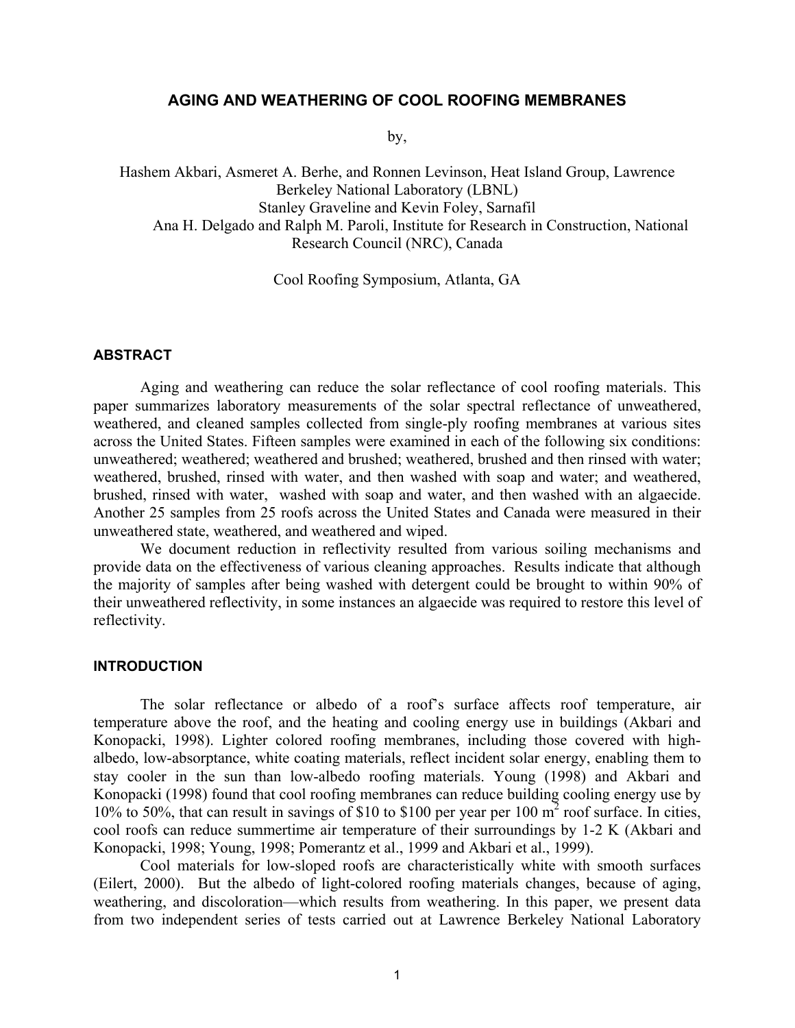# AGING AND WEATHERING OF COOL ROOFING MEMBRANES

by,

Hashem Akbari, Asmeret A. Berhe, and Ronnen Levinson, Heat Island Group, Lawrence Berkeley National Laboratory (LBNL)
Stanley Graveline and Kevin Foley, Sarnafil
Ana H. Delgado and Ralph M. Paroli, Institute for Research in Construction, National Research Council (NRC), Canada

Cool Roofing Symposium, Atlanta, GA

## ABSTRACT

Aging and weathering can reduce the solar reflectance of cool roofing materials. This paper summarizes laboratory measurements of the solar spectral reflectance of unweathered, weathered, and cleaned samples collected from single-ply roofing membranes at various sites across the United States. Fifteen samples were examined in each of the following six conditions: unweathered; weathered; weathered and brushed; weathered, brushed and then rinsed with water; weathered, brushed, rinsed with water, and then washed with soap and water; and weathered, brushed, rinsed with water, washed with soap and water, and then washed with an algaecide. Another 25 samples from 25 roofs across the United States and Canada were measured in their unweathered state, weathered, and weathered and wiped.

We document reduction in reflectivity resulted from various soiling mechanisms and provide data on the effectiveness of various cleaning approaches. Results indicate that although the majority of samples after being washed with detergent could be brought to within 90% of their unweathered reflectivity, in some instances an algaecide was required to restore this level of reflectivity.

## INTRODUCTION

The solar reflectance or albedo of a roof's surface affects roof temperature, air temperature above the roof, and the heating and cooling energy use in buildings (Akbari and Konopacki, 1998). Lighter colored roofing membranes, including those covered with high-albedo, low-absorptance, white coating materials, reflect incident solar energy, enabling them to stay cooler in the sun than low-albedo roofing materials. Young (1998) and Akbari and Konopacki (1998) found that cool roofing membranes can reduce building cooling energy use by 10% to 50%, that can result in savings of \$10 to \$100 per year per 100 $m^2$ roof surface. In cities, cool roofs can reduce summertime air temperature of their surroundings by 1-2 K (Akbari and Konopacki, 1998; Young, 1998; Pomerantz et al., 1999 and Akbari et al., 1999).

Cool materials for low-sloped roofs are characteristically white with smooth surfaces (Eilert, 2000). But the albedo of light-colored roofing materials changes, because of aging, weathering, and discoloration—which results from weathering. In this paper, we present data from two independent series of tests carried out at Lawrence Berkeley National Laboratory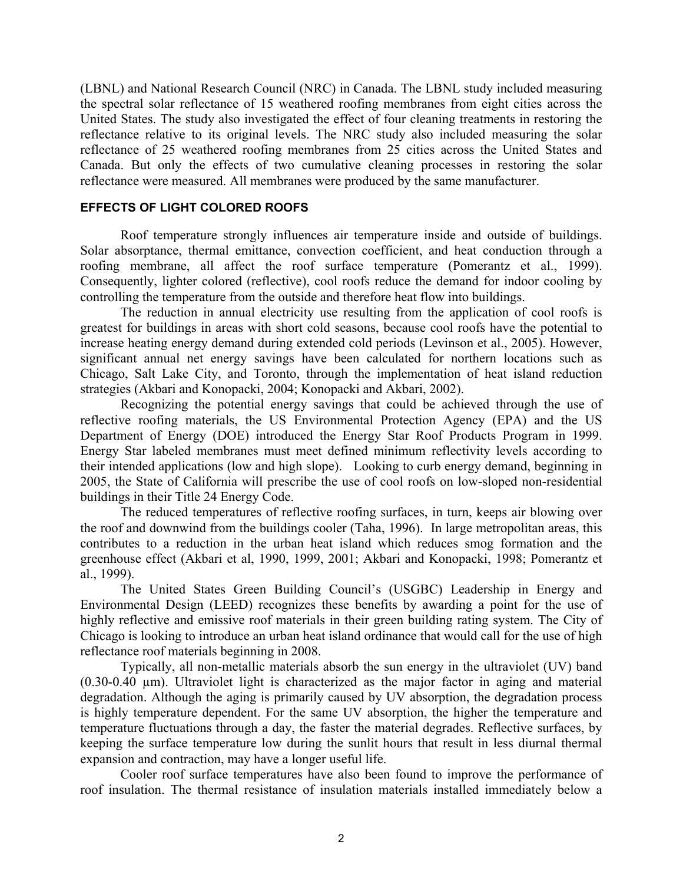(LBNL) and National Research Council (NRC) in Canada. The LBNL study included measuring the spectral solar reflectance of 15 weathered roofing membranes from eight cities across the United States. The study also investigated the effect of four cleaning treatments in restoring the reflectance relative to its original levels. The NRC study also included measuring the solar reflectance of 25 weathered roofing membranes from 25 cities across the United States and Canada. But only the effects of two cumulative cleaning processes in restoring the solar reflectance were measured. All membranes were produced by the same manufacturer.

## EFFECTS OF LIGHT COLORED ROOFS

Roof temperature strongly influences air temperature inside and outside of buildings. Solar absorptance, thermal emittance, convection coefficient, and heat conduction through a roofing membrane, all affect the roof surface temperature (Pomerantz et al., 1999). Consequently, lighter colored (reflective), cool roofs reduce the demand for indoor cooling by controlling the temperature from the outside and therefore heat flow into buildings.

The reduction in annual electricity use resulting from the application of cool roofs is greatest for buildings in areas with short cold seasons, because cool roofs have the potential to increase heating energy demand during extended cold periods (Levinson et al., 2005). However, significant annual net energy savings have been calculated for northern locations such as Chicago, Salt Lake City, and Toronto, through the implementation of heat island reduction strategies (Akbari and Konopacki, 2004; Konopacki and Akbari, 2002).

Recognizing the potential energy savings that could be achieved through the use of reflective roofing materials, the US Environmental Protection Agency (EPA) and the US Department of Energy (DOE) introduced the Energy Star Roof Products Program in 1999. Energy Star labeled membranes must meet defined minimum reflectivity levels according to their intended applications (low and high slope). Looking to curb energy demand, beginning in 2005, the State of California will prescribe the use of cool roofs on low-sloped non-residential buildings in their Title 24 Energy Code.

The reduced temperatures of reflective roofing surfaces, in turn, keeps air blowing over the roof and downwind from the buildings cooler (Taha, 1996). In large metropolitan areas, this contributes to a reduction in the urban heat island which reduces smog formation and the greenhouse effect (Akbari et al, 1990, 1999, 2001; Akbari and Konopacki, 1998; Pomerantz et al., 1999).

The United States Green Building Council's (USGBC) Leadership in Energy and Environmental Design (LEED) recognizes these benefits by awarding a point for the use of highly reflective and emissive roof materials in their green building rating system. The City of Chicago is looking to introduce an urban heat island ordinance that would call for the use of high reflectance roof materials beginning in 2008.

Typically, all non-metallic materials absorb the sun energy in the ultraviolet (UV) band (0.30-0.40 µm). Ultraviolet light is characterized as the major factor in aging and material degradation. Although the aging is primarily caused by UV absorption, the degradation process is highly temperature dependent. For the same UV absorption, the higher the temperature and temperature fluctuations through a day, the faster the material degrades. Reflective surfaces, by keeping the surface temperature low during the sunlit hours that result in less diurnal thermal expansion and contraction, may have a longer useful life.

Cooler roof surface temperatures have also been found to improve the performance of roof insulation. The thermal resistance of insulation materials installed immediately below a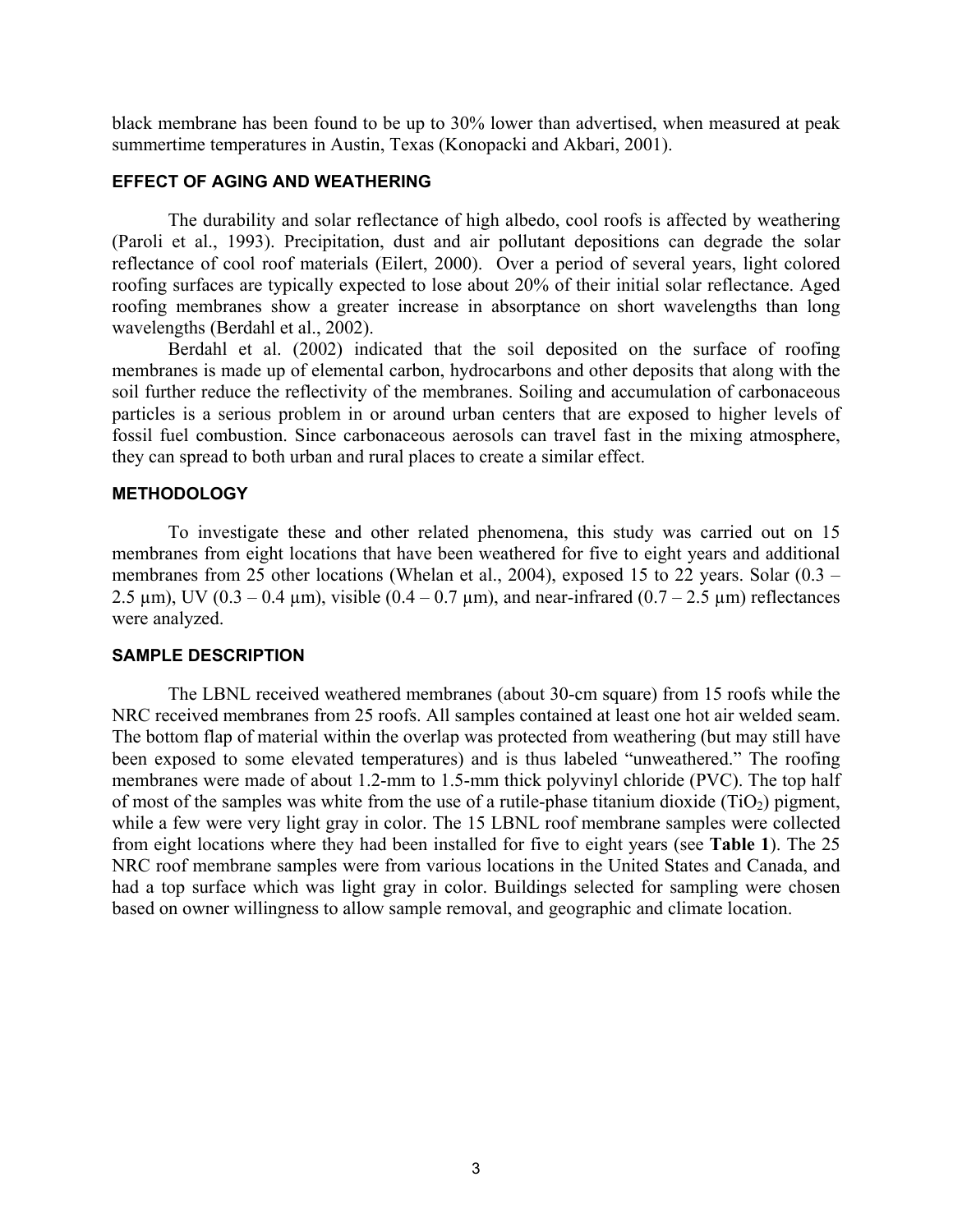black membrane has been found to be up to 30% lower than advertised, when measured at peak summertime temperatures in Austin, Texas (Konopacki and Akbari, 2001).

## EFFECT OF AGING AND WEATHERING

The durability and solar reflectance of high albedo, cool roofs is affected by weathering (Paroli et al., 1993). Precipitation, dust and air pollutant depositions can degrade the solar reflectance of cool roof materials (Eilert, 2000). Over a period of several years, light colored roofing surfaces are typically expected to lose about 20% of their initial solar reflectance. Aged roofing membranes show a greater increase in absorptance on short wavelengths than long wavelengths (Berdahl et al., 2002).

Berdahl et al. (2002) indicated that the soil deposited on the surface of roofing membranes is made up of elemental carbon, hydrocarbons and other deposits that along with the soil further reduce the reflectivity of the membranes. Soiling and accumulation of carbonaceous particles is a serious problem in or around urban centers that are exposed to higher levels of fossil fuel combustion. Since carbonaceous aerosols can travel fast in the mixing atmosphere, they can spread to both urban and rural places to create a similar effect.

## METHODOLOGY

To investigate these and other related phenomena, this study was carried out on 15 membranes from eight locations that have been weathered for five to eight years and additional membranes from 25 other locations (Whelan et al., 2004), exposed 15 to 22 years. Solar (0.3 – 2.5 µm), UV (0.3 – 0.4 µm), visible (0.4 – 0.7 µm), and near-infrared (0.7 – 2.5 µm) reflectances were analyzed.

## SAMPLE DESCRIPTION

The LBNL received weathered membranes (about 30-cm square) from 15 roofs while the NRC received membranes from 25 roofs. All samples contained at least one hot air welded seam. The bottom flap of material within the overlap was protected from weathering (but may still have been exposed to some elevated temperatures) and is thus labeled "unweathered." The roofing membranes were made of about 1.2-mm to 1.5-mm thick polyvinyl chloride (PVC). The top half of most of the samples was white from the use of a rutile-phase titanium dioxide ($TiO_2$) pigment, while a few were very light gray in color. The 15 LBNL roof membrane samples were collected from eight locations where they had been installed for five to eight years (see **Table 1**). The 25 NRC roof membrane samples were from various locations in the United States and Canada, and had a top surface which was light gray in color. Buildings selected for sampling were chosen based on owner willingness to allow sample removal, and geographic and climate location.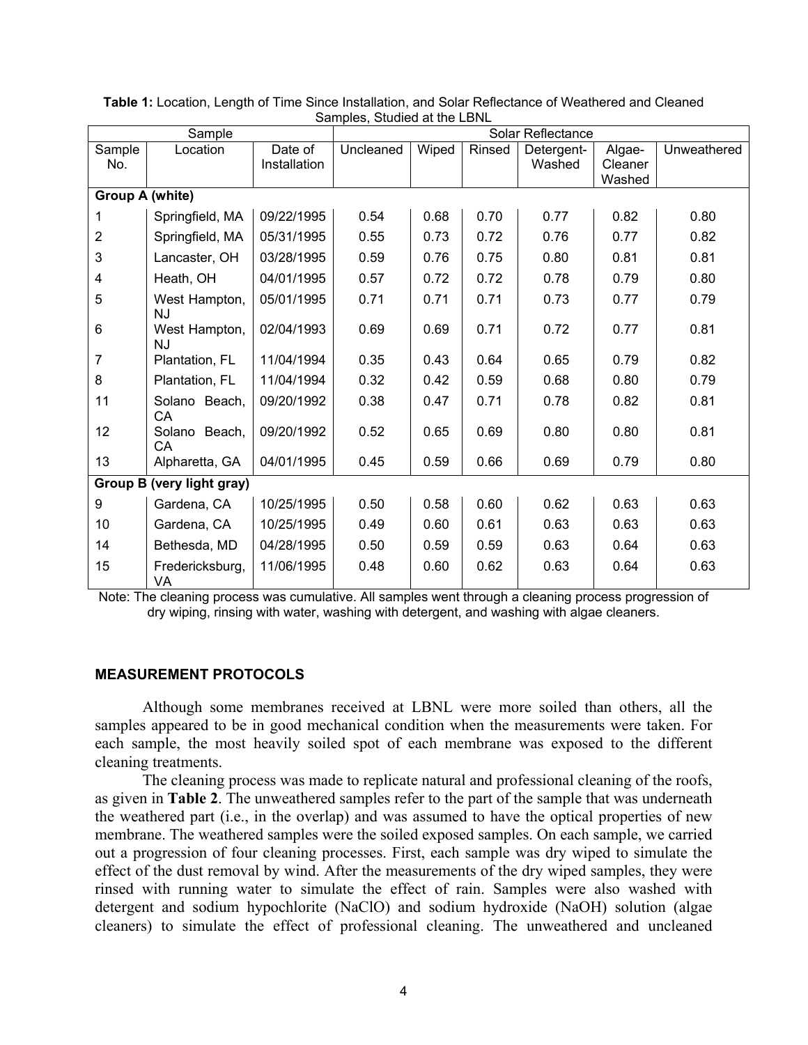**Table 1:** Location, Length of Time Since Installation, and Solar Reflectance of Weathered and Cleaned Samples, Studied at the LBNL

| Sample | | | Solar Reflectance | | | | | |
|---|---|---|---|---|---|---|---|---|
| Sample No. | Location | Date of Installation | Uncleaned | Wiped | Rinsed | Detergent-Washed | Algae-Cleaner Washed | Unweathered |
| **Group A (white)** | | | | | | | | |
| 1 | Springfield, MA | 09/22/1995 | 0.54 | 0.68 | 0.70 | 0.77 | 0.82 | 0.80 |
| 2 | Springfield, MA | 05/31/1995 | 0.55 | 0.73 | 0.72 | 0.76 | 0.77 | 0.82 |
| 3 | Lancaster, OH | 03/28/1995 | 0.59 | 0.76 | 0.75 | 0.80 | 0.81 | 0.81 |
| 4 | Heath, OH | 04/01/1995 | 0.57 | 0.72 | 0.72 | 0.78 | 0.79 | 0.80 |
| 5 | West Hampton, NJ | 05/01/1995 | 0.71 | 0.71 | 0.71 | 0.73 | 0.77 | 0.79 |
| 6 | West Hampton, NJ | 02/04/1993 | 0.69 | 0.69 | 0.71 | 0.72 | 0.77 | 0.81 |
| 7 | Plantation, FL | 11/04/1994 | 0.35 | 0.43 | 0.64 | 0.65 | 0.79 | 0.82 |
| 8 | Plantation, FL | 11/04/1994 | 0.32 | 0.42 | 0.59 | 0.68 | 0.80 | 0.79 |
| 11 | Solano Beach, CA | 09/20/1992 | 0.38 | 0.47 | 0.71 | 0.78 | 0.82 | 0.81 |
| 12 | Solano Beach, CA | 09/20/1992 | 0.52 | 0.65 | 0.69 | 0.80 | 0.80 | 0.81 |
| 13 | Alpharetta, GA | 04/01/1995 | 0.45 | 0.59 | 0.66 | 0.69 | 0.79 | 0.80 |
| **Group B (very light gray)** | | | | | | | | |
| 9 | Gardena, CA | 10/25/1995 | 0.50 | 0.58 | 0.60 | 0.62 | 0.63 | 0.63 |
| 10 | Gardena, CA | 10/25/1995 | 0.49 | 0.60 | 0.61 | 0.63 | 0.63 | 0.63 |
| 14 | Bethesda, MD | 04/28/1995 | 0.50 | 0.59 | 0.59 | 0.63 | 0.64 | 0.63 |
| 15 | Fredericksburg, VA | 11/06/1995 | 0.48 | 0.60 | 0.62 | 0.63 | 0.64 | 0.63 |

Note: The cleaning process was cumulative. All samples went through a cleaning process progression of dry wiping, rinsing with water, washing with detergent, and washing with algae cleaners.

## MEASUREMENT PROTOCOLS

Although some membranes received at LBNL were more soiled than others, all the samples appeared to be in good mechanical condition when the measurements were taken. For each sample, the most heavily soiled spot of each membrane was exposed to the different cleaning treatments.

The cleaning process was made to replicate natural and professional cleaning of the roofs, as given in **Table 2**. The unweathered samples refer to the part of the sample that was underneath the weathered part (i.e., in the overlap) and was assumed to have the optical properties of new membrane. The weathered samples were the soiled exposed samples. On each sample, we carried out a progression of four cleaning processes. First, each sample was dry wiped to simulate the effect of the dust removal by wind. After the measurements of the dry wiped samples, they were rinsed with running water to simulate the effect of rain. Samples were also washed with detergent and sodium hypochlorite ($NaClO$) and sodium hydroxide ($NaOH$) solution (algae cleaners) to simulate the effect of professional cleaning. The unweathered and uncleaned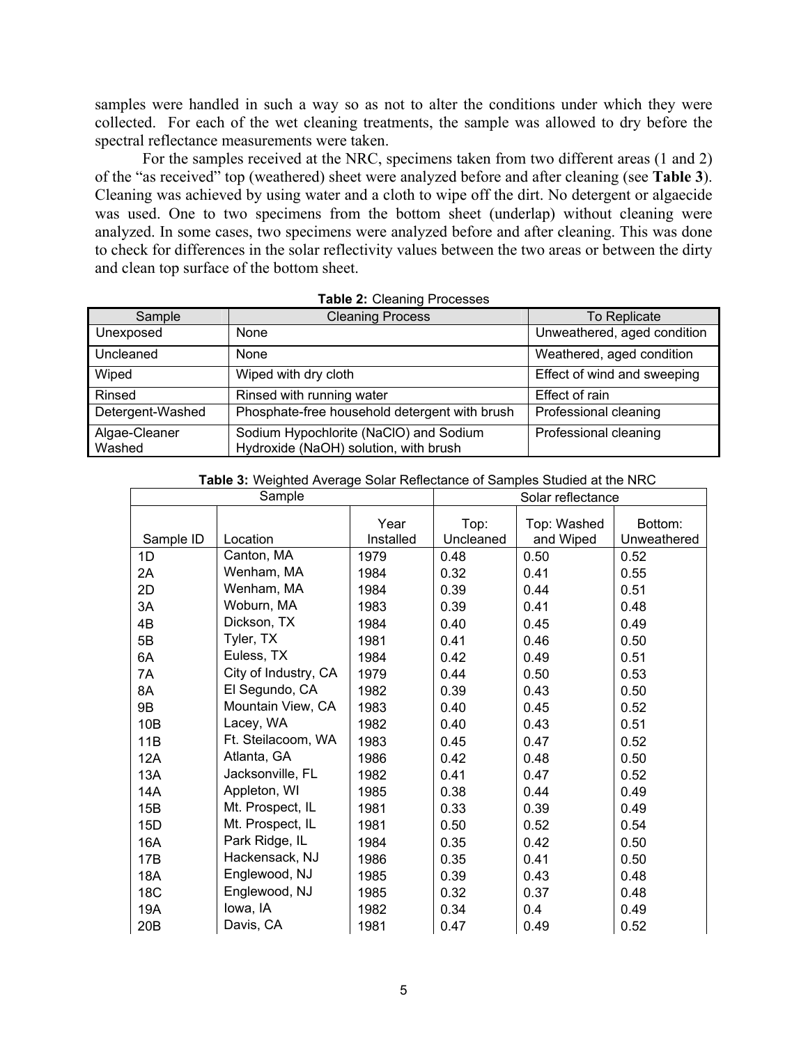samples were handled in such a way so as not to alter the conditions under which they were collected. For each of the wet cleaning treatments, the sample was allowed to dry before the spectral reflectance measurements were taken.

For the samples received at the NRC, specimens taken from two different areas (1 and 2) of the "as received" top (weathered) sheet were analyzed before and after cleaning (see **Table 3**). Cleaning was achieved by using water and a cloth to wipe off the dirt. No detergent or algaecide was used. One to two specimens from the bottom sheet (underlap) without cleaning were analyzed. In some cases, two specimens were analyzed before and after cleaning. This was done to check for differences in the solar reflectivity values between the two areas or between the dirty and clean top surface of the bottom sheet.

**Table 2:** Cleaning Processes

| Sample | Cleaning Process | To Replicate |
|---|---|---|
| Unexposed | None | Unweathered, aged condition |
| Uncleaned | None | Weathered, aged condition |
| Wiped | Wiped with dry cloth | Effect of wind and sweeping |
| Rinsed | Rinsed with running water | Effect of rain |
| Detergent-Washed | Phosphate-free household detergent with brush | Professional cleaning |
| Algae-Cleaner Washed | Sodium Hypochlorite ($NaClO$) and Sodium Hydroxide ($NaOH$) solution, with brush | Professional cleaning |

**Table 3:** Weighted Average Solar Reflectance of Samples Studied at the NRC

| Sample | | | Solar reflectance | | |
|---|---|---|---|---|---|
| Sample ID | Location | Year Installed | Top: Uncleaned | Top: Washed and Wiped | Bottom: Unweathered |
| 1D | Canton, MA | 1979 | 0.48 | 0.50 | 0.52 |
| 2A | Wenham, MA | 1984 | 0.32 | 0.41 | 0.55 |
| 2D | Wenham, MA | 1984 | 0.39 | 0.44 | 0.51 |
| 3A | Woburn, MA | 1983 | 0.39 | 0.41 | 0.48 |
| 4B | Dickson, TX | 1984 | 0.40 | 0.45 | 0.49 |
| 5B | Tyler, TX | 1981 | 0.41 | 0.46 | 0.50 |
| 6A | Euless, TX | 1984 | 0.42 | 0.49 | 0.51 |
| 7A | City of Industry, CA | 1979 | 0.44 | 0.50 | 0.53 |
| 8A | El Segundo, CA | 1982 | 0.39 | 0.43 | 0.50 |
| 9B | Mountain View, CA | 1983 | 0.40 | 0.45 | 0.52 |
| 10B | Lacey, WA | 1982 | 0.40 | 0.43 | 0.51 |
| 11B | Ft. Steilacoom, WA | 1983 | 0.45 | 0.47 | 0.52 |
| 12A | Atlanta, GA | 1986 | 0.42 | 0.48 | 0.50 |
| 13A | Jacksonville, FL | 1982 | 0.41 | 0.47 | 0.52 |
| 14A | Appleton, WI | 1985 | 0.38 | 0.44 | 0.49 |
| 15B | Mt. Prospect, IL | 1981 | 0.33 | 0.39 | 0.49 |
| 15D | Mt. Prospect, IL | 1981 | 0.50 | 0.52 | 0.54 |
| 16A | Park Ridge, IL | 1984 | 0.35 | 0.42 | 0.50 |
| 17B | Hackensack, NJ | 1986 | 0.35 | 0.41 | 0.50 |
| 18A | Englewood, NJ | 1985 | 0.39 | 0.43 | 0.48 |
| 18C | Englewood, NJ | 1985 | 0.32 | 0.37 | 0.48 |
| 19A | Iowa, IA | 1982 | 0.34 | 0.4 | 0.49 |
| 20B | Davis, CA | 1981 | 0.47 | 0.49 | 0.52 |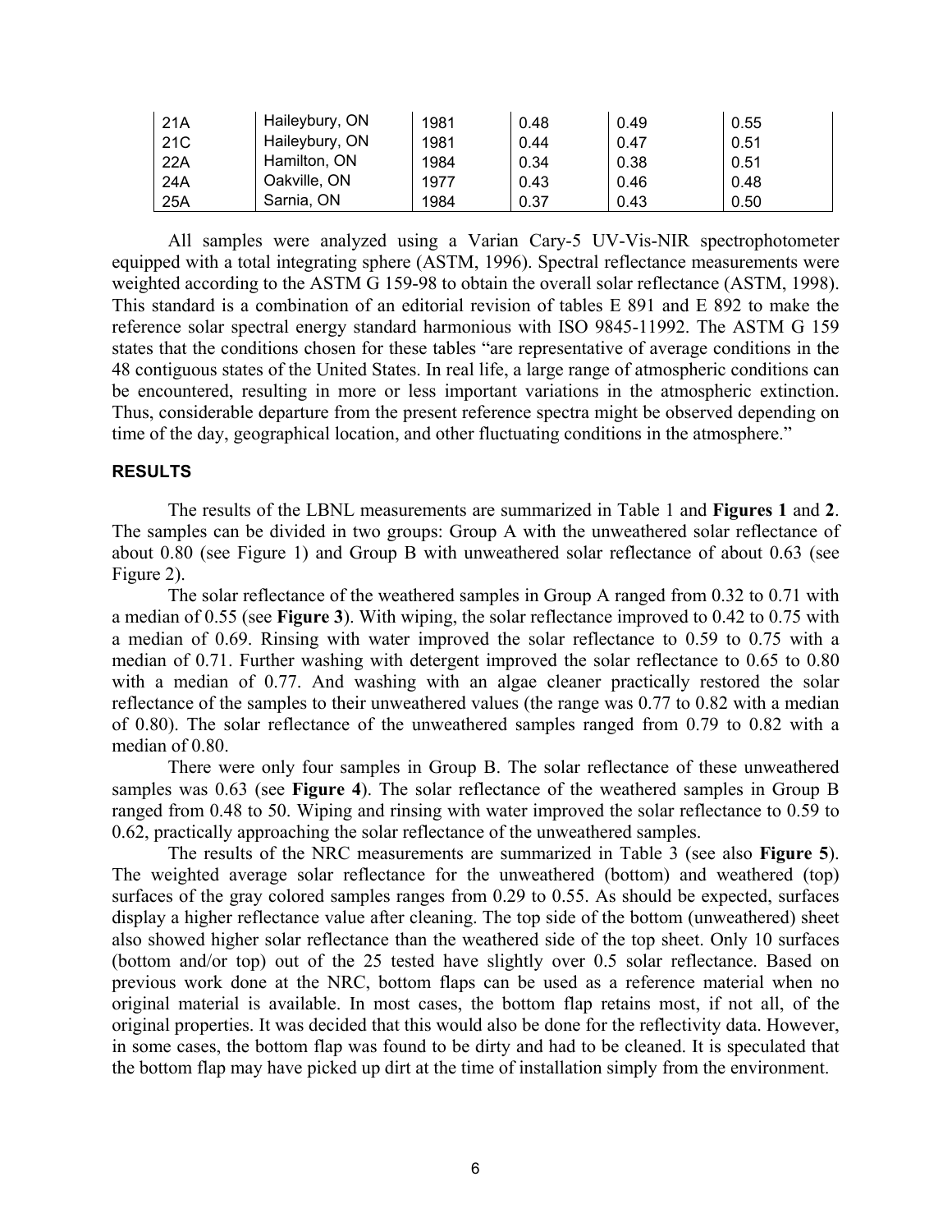| 21A | Haileybury, ON | 1981 | 0.48 | 0.49 | 0.55 |
|---|---|---|---|---|---|
| 21C | Haileybury, ON | 1981 | 0.44 | 0.47 | 0.51 |
| 22A | Hamilton, ON | 1984 | 0.34 | 0.38 | 0.51 |
| 24A | Oakville, ON | 1977 | 0.43 | 0.46 | 0.48 |
| 25A | Sarnia, ON | 1984 | 0.37 | 0.43 | 0.50 |

All samples were analyzed using a Varian Cary-5 UV-Vis-NIR spectrophotometer equipped with a total integrating sphere (ASTM, 1996). Spectral reflectance measurements were weighted according to the ASTM G 159-98 to obtain the overall solar reflectance (ASTM, 1998). This standard is a combination of an editorial revision of tables E 891 and E 892 to make the reference solar spectral energy standard harmonious with ISO 9845-11992. The ASTM G 159 states that the conditions chosen for these tables "are representative of average conditions in the 48 contiguous states of the United States. In real life, a large range of atmospheric conditions can be encountered, resulting in more or less important variations in the atmospheric extinction. Thus, considerable departure from the present reference spectra might be observed depending on time of the day, geographical location, and other fluctuating conditions in the atmosphere."

## RESULTS

The results of the LBNL measurements are summarized in Table 1 and **Figures 1** and **2**. The samples can be divided in two groups: Group A with the unweathered solar reflectance of about 0.80 (see Figure 1) and Group B with unweathered solar reflectance of about 0.63 (see Figure 2).

The solar reflectance of the weathered samples in Group A ranged from 0.32 to 0.71 with a median of 0.55 (see **Figure 3**). With wiping, the solar reflectance improved to 0.42 to 0.75 with a median of 0.69. Rinsing with water improved the solar reflectance to 0.59 to 0.75 with a median of 0.71. Further washing with detergent improved the solar reflectance to 0.65 to 0.80 with a median of 0.77. And washing with an algae cleaner practically restored the solar reflectance of the samples to their unweathered values (the range was 0.77 to 0.82 with a median of 0.80). The solar reflectance of the unweathered samples ranged from 0.79 to 0.82 with a median of 0.80.

There were only four samples in Group B. The solar reflectance of these unweathered samples was 0.63 (see **Figure 4**). The solar reflectance of the weathered samples in Group B ranged from 0.48 to 50. Wiping and rinsing with water improved the solar reflectance to 0.59 to 0.62, practically approaching the solar reflectance of the unweathered samples.

The results of the NRC measurements are summarized in Table 3 (see also **Figure 5**). The weighted average solar reflectance for the unweathered (bottom) and weathered (top) surfaces of the gray colored samples ranges from 0.29 to 0.55. As should be expected, surfaces display a higher reflectance value after cleaning. The top side of the bottom (unweathered) sheet also showed higher solar reflectance than the weathered side of the top sheet. Only 10 surfaces (bottom and/or top) out of the 25 tested have slightly over 0.5 solar reflectance. Based on previous work done at the NRC, bottom flaps can be used as a reference material when no original material is available. In most cases, the bottom flap retains most, if not all, of the original properties. It was decided that this would also be done for the reflectivity data. However, in some cases, the bottom flap was found to be dirty and had to be cleaned. It is speculated that the bottom flap may have picked up dirt at the time of installation simply from the environment.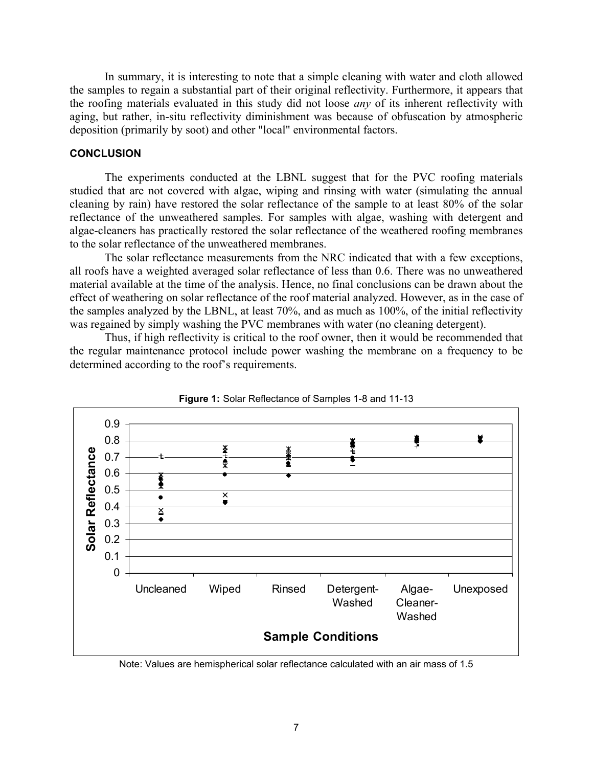In summary, it is interesting to note that a simple cleaning with water and cloth allowed the samples to regain a substantial part of their original reflectivity. Furthermore, it appears that the roofing materials evaluated in this study did not loose *any* of its inherent reflectivity with aging, but rather, in-situ reflectivity diminishment was because of obfuscation by atmospheric deposition (primarily by soot) and other "local" environmental factors.

### CONCLUSION

The experiments conducted at the LBNL suggest that for the PVC roofing materials studied that are not covered with algae, wiping and rinsing with water (simulating the annual cleaning by rain) have restored the solar reflectance of the sample to at least 80% of the solar reflectance of the unweathered samples. For samples with algae, washing with detergent and algae-cleaners has practically restored the solar reflectance of the weathered roofing membranes to the solar reflectance of the unweathered membranes.

The solar reflectance measurements from the NRC indicated that with a few exceptions, all roofs have a weighted averaged solar reflectance of less than 0.6. There was no unweathered material available at the time of the analysis. Hence, no final conclusions can be drawn about the effect of weathering on solar reflectance of the roof material analyzed. However, as in the case of the samples analyzed by the LBNL, at least 70%, and as much as 100%, of the initial reflectivity was regained by simply washing the PVC membranes with water (no cleaning detergent).

Thus, if high reflectivity is critical to the roof owner, then it would be recommended that the regular maintenance protocol include power washing the membrane on a frequency to be determined according to the roof's requirements.

**Figure 1:** Solar Reflectance of Samples 1-8 and 11-13

Note: Values are hemispherical solar reflectance calculated with an air mass of 1.5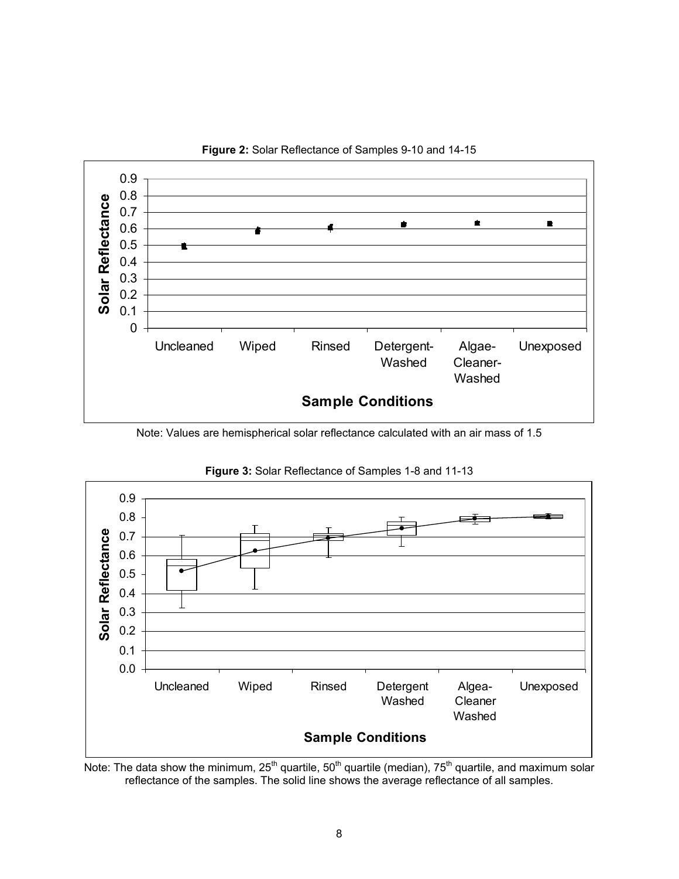**Figure 2:** Solar Reflectance of Samples 9-10 and 14-15

Note: Values are hemispherical solar reflectance calculated with an air mass of 1.5

**Figure 3:** Solar Reflectance of Samples 1-8 and 11-13

Note: The data show the minimum, 25th quartile, 50th quartile (median), 75th quartile, and maximum solar reflectance of the samples. The solid line shows the average reflectance of all samples.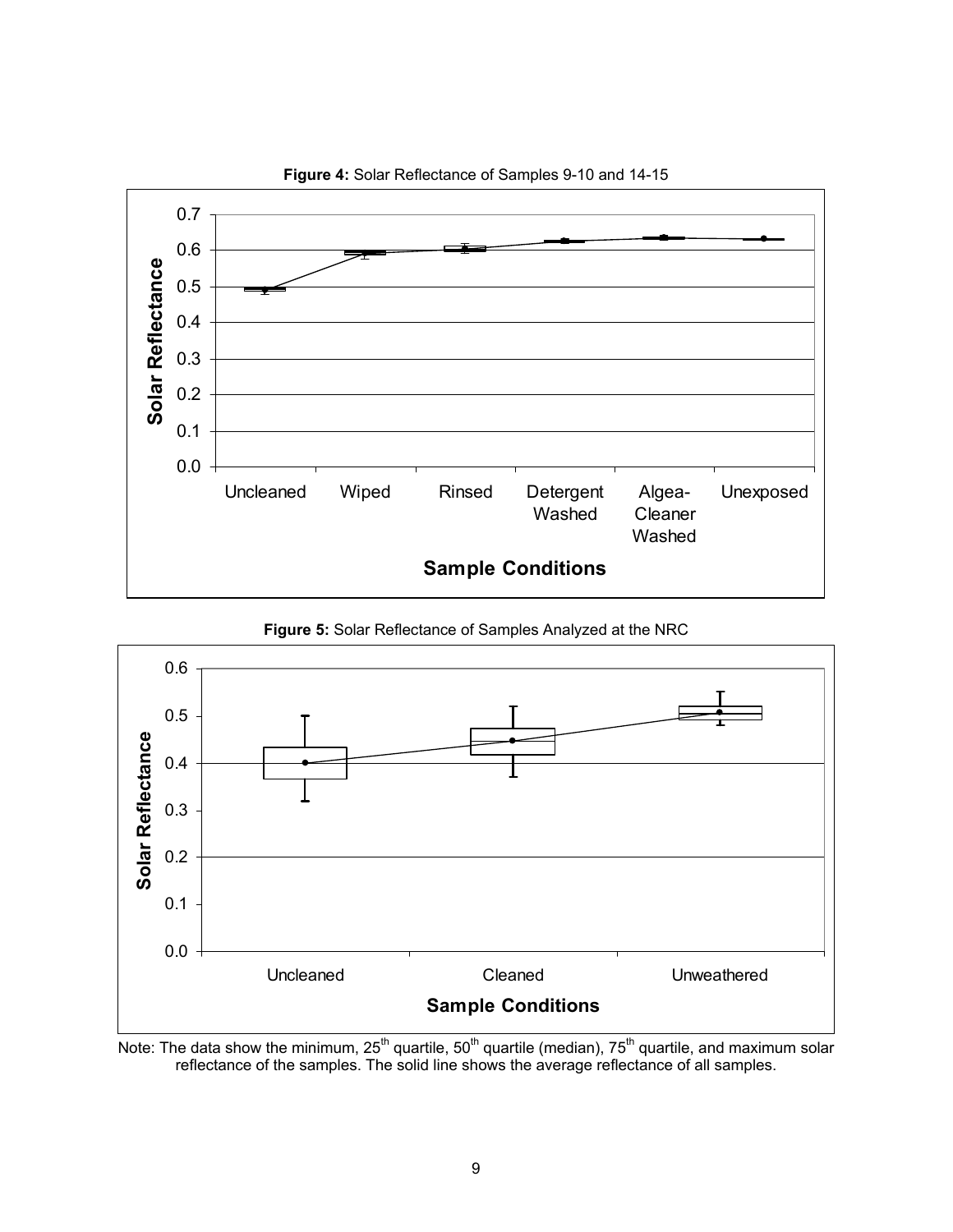**Figure 4:** Solar Reflectance of Samples 9-10 and 14-15

**Figure 5:** Solar Reflectance of Samples Analyzed at the NRC

Note: The data show the minimum, 25th quartile, 50th quartile (median), 75th quartile, and maximum solar reflectance of the samples. The solid line shows the average reflectance of all samples.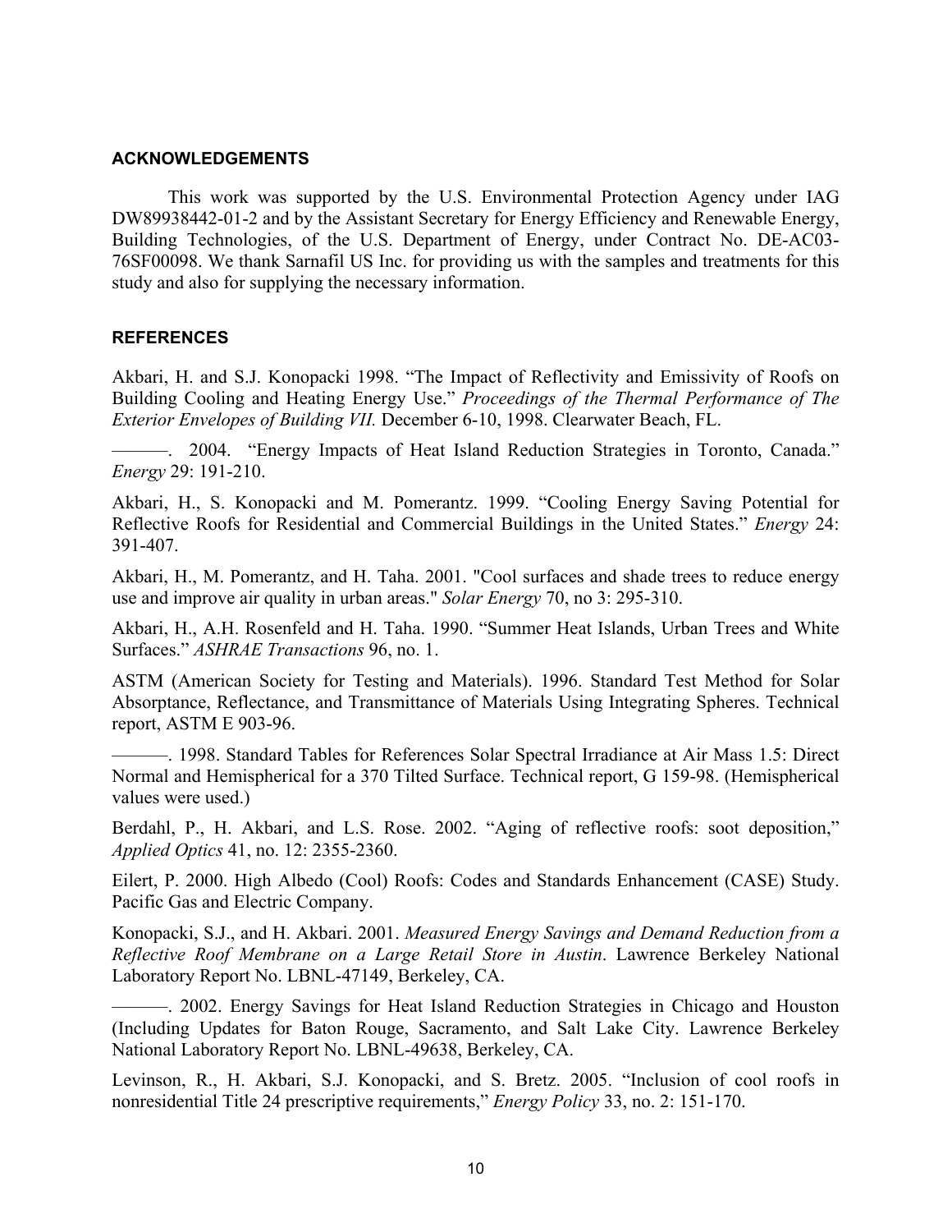## ACKNOWLEDGEMENTS

This work was supported by the U.S. Environmental Protection Agency under IAG DW89938442-01-2 and by the Assistant Secretary for Energy Efficiency and Renewable Energy, Building Technologies, of the U.S. Department of Energy, under Contract No. DE-AC03-76SF00098. We thank Sarnafil US Inc. for providing us with the samples and treatments for this study and also for supplying the necessary information.

## REFERENCES

Akbari, H. and S.J. Konopacki 1998. "The Impact of Reflectivity and Emissivity of Roofs on Building Cooling and Heating Energy Use." *Proceedings of the Thermal Performance of The Exterior Envelopes of Building VII.* December 6-10, 1998. Clearwater Beach, FL.

———. 2004. "Energy Impacts of Heat Island Reduction Strategies in Toronto, Canada." *Energy* 29: 191-210.

Akbari, H., S. Konopacki and M. Pomerantz. 1999. "Cooling Energy Saving Potential for Reflective Roofs for Residential and Commercial Buildings in the United States." *Energy* 24: 391-407.

Akbari, H., M. Pomerantz, and H. Taha. 2001. "Cool surfaces and shade trees to reduce energy use and improve air quality in urban areas." *Solar Energy* 70, no 3: 295-310.

Akbari, H., A.H. Rosenfeld and H. Taha. 1990. "Summer Heat Islands, Urban Trees and White Surfaces." *ASHRAE Transactions* 96, no. 1.

ASTM (American Society for Testing and Materials). 1996. Standard Test Method for Solar Absorptance, Reflectance, and Transmittance of Materials Using Integrating Spheres. Technical report, ASTM E 903-96.

———. 1998. Standard Tables for References Solar Spectral Irradiance at Air Mass 1.5: Direct Normal and Hemispherical for a 370 Tilted Surface. Technical report, G 159-98. (Hemispherical values were used.)

Berdahl, P., H. Akbari, and L.S. Rose. 2002. "Aging of reflective roofs: soot deposition," *Applied Optics* 41, no. 12: 2355-2360.

Eilert, P. 2000. High Albedo (Cool) Roofs: Codes and Standards Enhancement (CASE) Study. Pacific Gas and Electric Company.

Konopacki, S.J., and H. Akbari. 2001. *Measured Energy Savings and Demand Reduction from a Reflective Roof Membrane on a Large Retail Store in Austin*. Lawrence Berkeley National Laboratory Report No. LBNL-47149, Berkeley, CA.

———. 2002. Energy Savings for Heat Island Reduction Strategies in Chicago and Houston (Including Updates for Baton Rouge, Sacramento, and Salt Lake City. Lawrence Berkeley National Laboratory Report No. LBNL-49638, Berkeley, CA.

Levinson, R., H. Akbari, S.J. Konopacki, and S. Bretz. 2005. "Inclusion of cool roofs in nonresidential Title 24 prescriptive requirements," *Energy Policy* 33, no. 2: 151-170.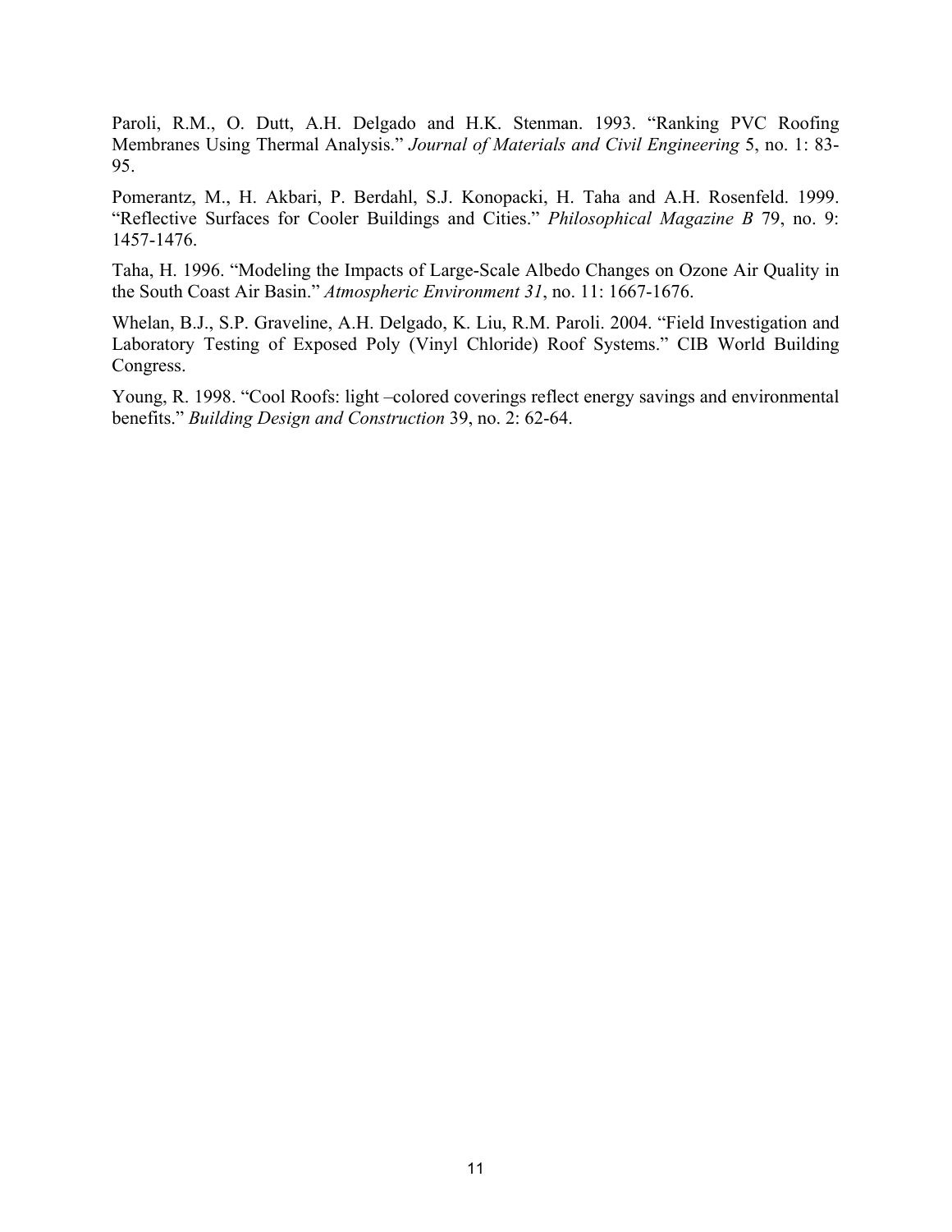Paroli, R.M., O. Dutt, A.H. Delgado and H.K. Stenman. 1993. "Ranking PVC Roofing Membranes Using Thermal Analysis." *Journal of Materials and Civil Engineering* 5, no. 1: 83-95.

Pomerantz, M., H. Akbari, P. Berdahl, S.J. Konopacki, H. Taha and A.H. Rosenfeld. 1999. "Reflective Surfaces for Cooler Buildings and Cities." *Philosophical Magazine B* 79, no. 9: 1457-1476.

Taha, H. 1996. "Modeling the Impacts of Large-Scale Albedo Changes on Ozone Air Quality in the South Coast Air Basin." *Atmospheric Environment 31*, no. 11: 1667-1676.

Whelan, B.J., S.P. Graveline, A.H. Delgado, K. Liu, R.M. Paroli. 2004. "Field Investigation and Laboratory Testing of Exposed Poly (Vinyl Chloride) Roof Systems." CIB World Building Congress.

Young, R. 1998. "Cool Roofs: light –colored coverings reflect energy savings and environmental benefits." *Building Design and Construction* 39, no. 2: 62-64.